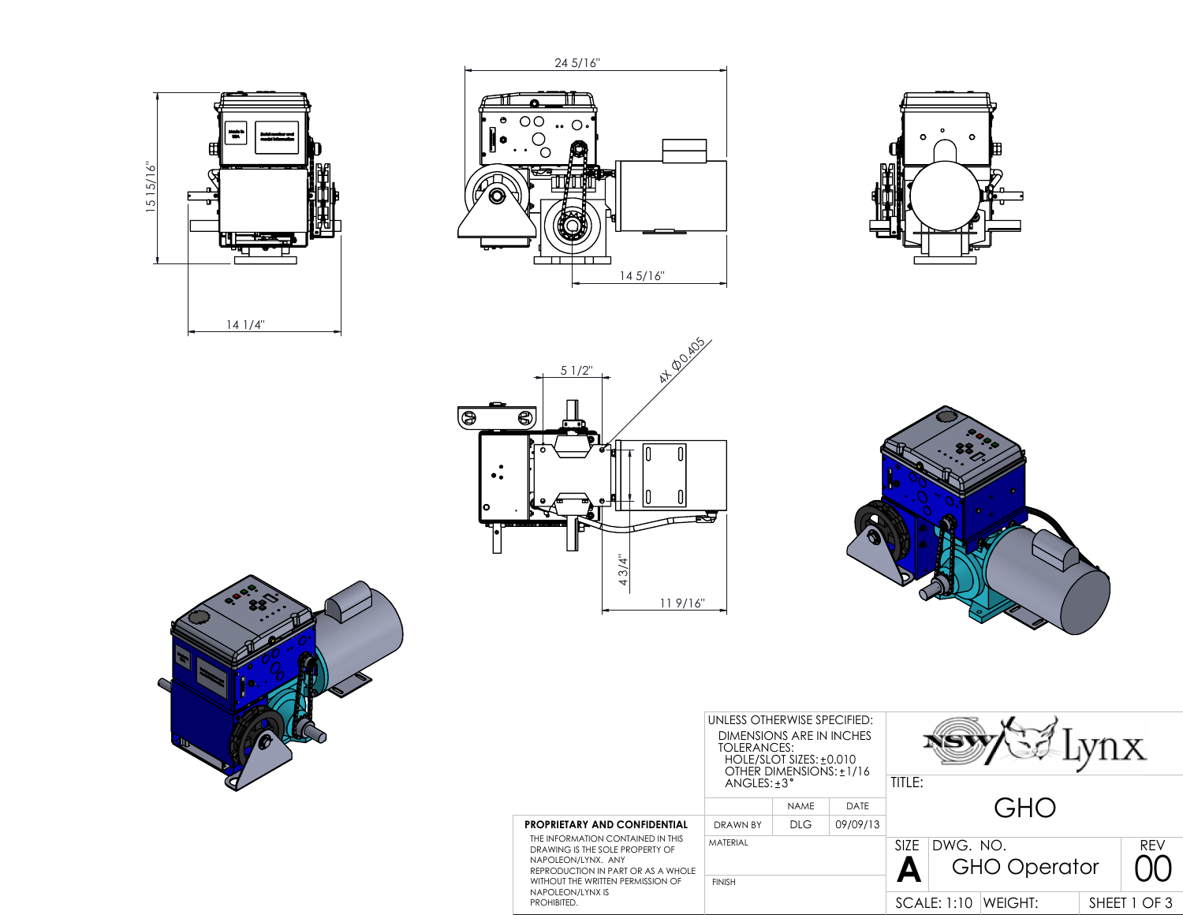24 5/16"

15 15/16"

14 1/4"

14 5/16"

5 1/2"

4X Ø0.405

4 3/4"

11 9/16"

Made in USA

Serial number and model information

| UNLESS OTHERWISE SPECIFIED: DIMENSIONS ARE IN INCHES TOLERANCES: HOLE/SLOT SIZES: ±0.010 OTHER DIMENSIONS: ±1/16 ANGLES: ±3° | | | NSW / Lynx |
|---|---|---|---|
| | NAME | DATE | TITLE: GHO |
| DRAWN BY | DLG | 09/09/13 | |
| MATERIAL | | | SIZE A — DWG. NO. GHO Operator — REV 00 |
| FINISH | | | SCALE: 1:10 — WEIGHT: |

**PROPRIETARY AND CONFIDENTIAL**

THE INFORMATION CONTAINED IN THIS DRAWING IS THE SOLE PROPERTY OF NAPOLEON/LYNX. ANY REPRODUCTION IN PART OR AS A WHOLE WITHOUT THE WRITTEN PERMISSION OF NAPOLEON/LYNX IS PROHIBITED.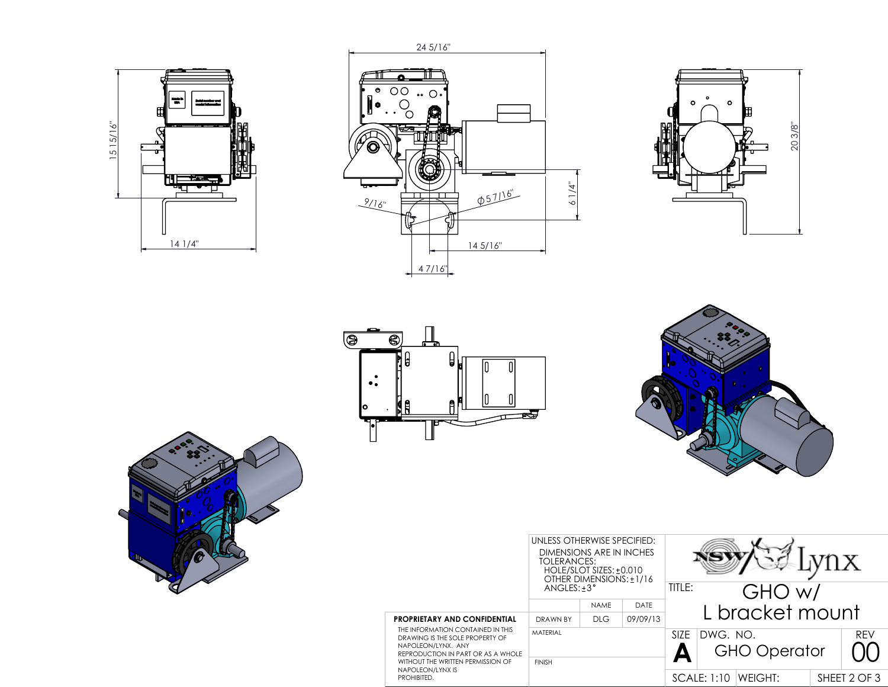24 5/16"

15 15/16"

14 1/4"

9/16"

Ø 5 7/16"

6 1/4"

14 5/16"

4 7/16"

20 3/8"

Made in USA

Serial number and model information

| UNLESS OTHERWISE SPECIFIED: | | |
|---|---|---|
| DIMENSIONS ARE IN INCHES | | |
| TOLERANCES: | | |
| HOLE/SLOT SIZES: ±0.010 | | |
| OTHER DIMENSIONS: ±1/16 | | |
| ANGLES: ±3° | | |
| | NAME | DATE |
| DRAWN BY | DLG | 09/09/13 |
| MATERIAL | | |
| FINISH | | |

**PROPRIETARY AND CONFIDENTIAL**

THE INFORMATION CONTAINED IN THIS DRAWING IS THE SOLE PROPERTY OF NAPOLEON/LYNX. ANY REPRODUCTION IN PART OR AS A WHOLE WITHOUT THE WRITTEN PERMISSION OF NAPOLEON/LYNX IS PROHIBITED.

NSW / Lynx

TITLE: GHO w/ L bracket mount

| SIZE | DWG. NO. | REV |
|---|---|---|
| A | GHO Operator | 00 |

SCALE: 1:10 | WEIGHT: | SHEET 2 OF 3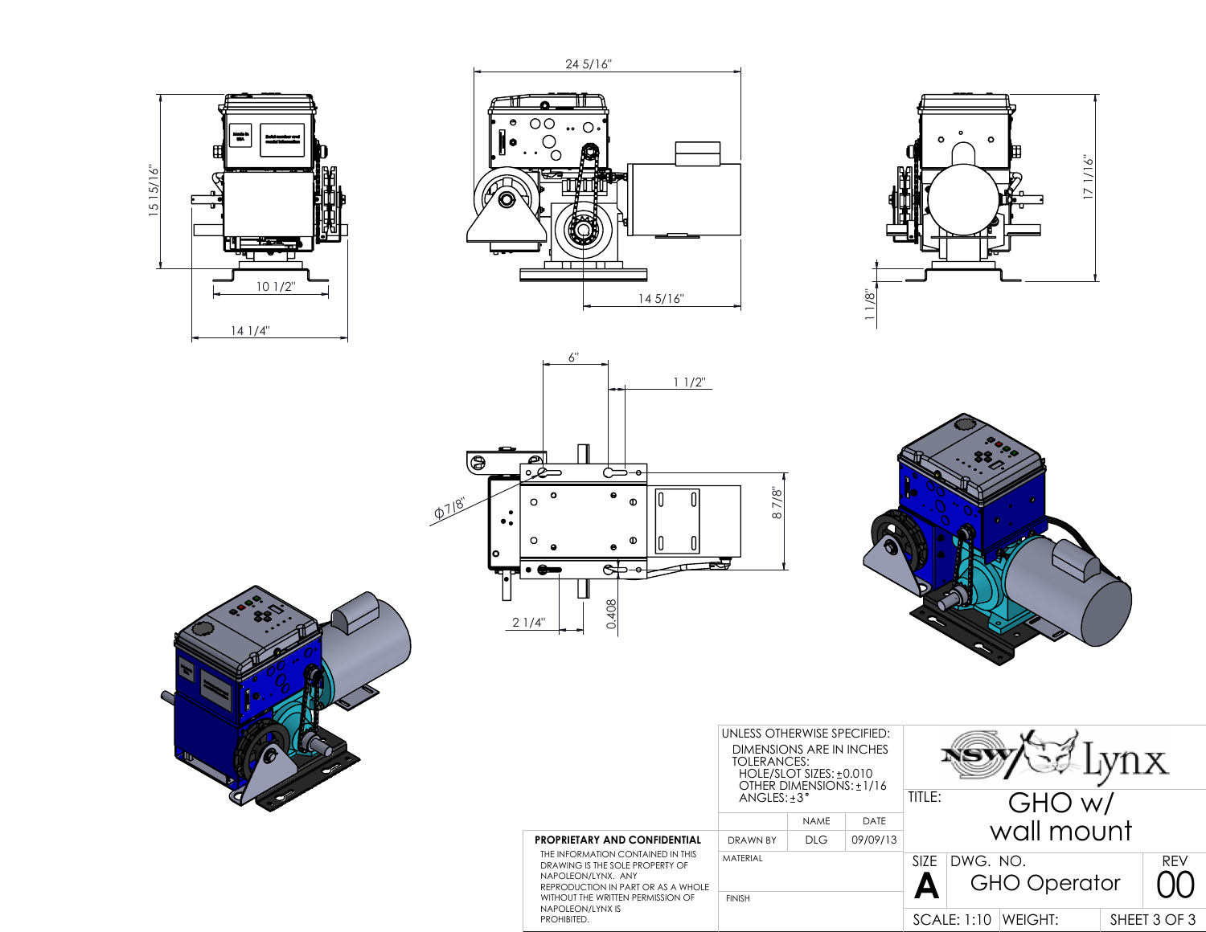24 5/16"

15 15/16"

10 1/2"

14 1/4"

14 5/16"

17 1/16"

1 1/8"

6"

1 1/2"

Φ7/8"

8 7/8"

2 1/4"

0.408

UNLESS OTHERWISE SPECIFIED:
DIMENSIONS ARE IN INCHES
TOLERANCES:
HOLE/SLOT SIZES: ±0.010
OTHER DIMENSIONS: ±1/16
ANGLES: ±3°

| | NAME | DATE |
|---|---|---|
| DRAWN BY | DLG | 09/09/13 |
| MATERIAL | | |
| FINISH | | |

**PROPRIETARY AND CONFIDENTIAL**

THE INFORMATION CONTAINED IN THIS DRAWING IS THE SOLE PROPERTY OF NAPOLEON/LYNX. ANY REPRODUCTION IN PART OR AS A WHOLE WITHOUT THE WRITTEN PERMISSION OF NAPOLEON/LYNX IS PROHIBITED.

NSW / Lynx

TITLE: GHO w/ wall mount

| SIZE | DWG. NO. | REV |
|---|---|---|
| A | GHO Operator | 00 |

SCALE: 1:10 | WEIGHT: | SHEET 3 OF 3